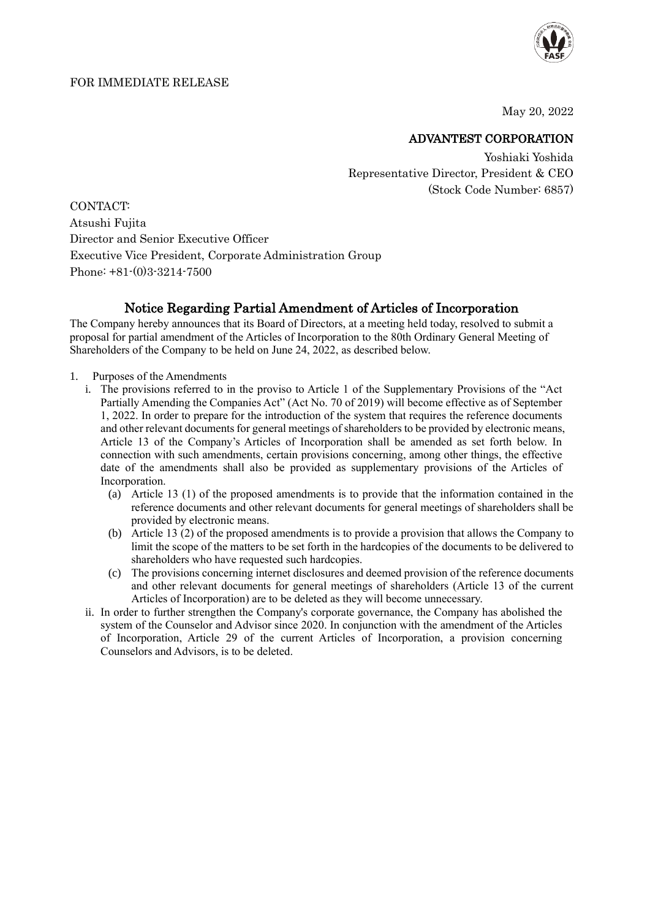FOR IMMEDIATE RELEASE

May 20, 2022

**ADVANTEST CORPORATION**

Yoshiaki Yoshida
Representative Director, President & CEO
(Stock Code Number: 6857)

CONTACT:
Atsushi Fujita
Director and Senior Executive Officer
Executive Vice President, Corporate Administration Group
Phone: +81-(0)3-3214-7500

# Notice Regarding Partial Amendment of Articles of Incorporation

The Company hereby announces that its Board of Directors, at a meeting held today, resolved to submit a proposal for partial amendment of the Articles of Incorporation to the 80th Ordinary General Meeting of Shareholders of the Company to be held on June 24, 2022, as described below.

1. Purposes of the Amendments
   i. The provisions referred to in the proviso to Article 1 of the Supplementary Provisions of the "Act Partially Amending the Companies Act" (Act No. 70 of 2019) will become effective as of September 1, 2022. In order to prepare for the introduction of the system that requires the reference documents and other relevant documents for general meetings of shareholders to be provided by electronic means, Article 13 of the Company's Articles of Incorporation shall be amended as set forth below. In connection with such amendments, certain provisions concerning, among other things, the effective date of the amendments shall also be provided as supplementary provisions of the Articles of Incorporation.
      (a) Article 13 (1) of the proposed amendments is to provide that the information contained in the reference documents and other relevant documents for general meetings of shareholders shall be provided by electronic means.
      (b) Article 13 (2) of the proposed amendments is to provide a provision that allows the Company to limit the scope of the matters to be set forth in the hardcopies of the documents to be delivered to shareholders who have requested such hardcopies.
      (c) The provisions concerning internet disclosures and deemed provision of the reference documents and other relevant documents for general meetings of shareholders (Article 13 of the current Articles of Incorporation) are to be deleted as they will become unnecessary.

   ii. In order to further strengthen the Company's corporate governance, the Company has abolished the system of the Counselor and Advisor since 2020. In conjunction with the amendment of the Articles of Incorporation, Article 29 of the current Articles of Incorporation, a provision concerning Counselors and Advisors, is to be deleted.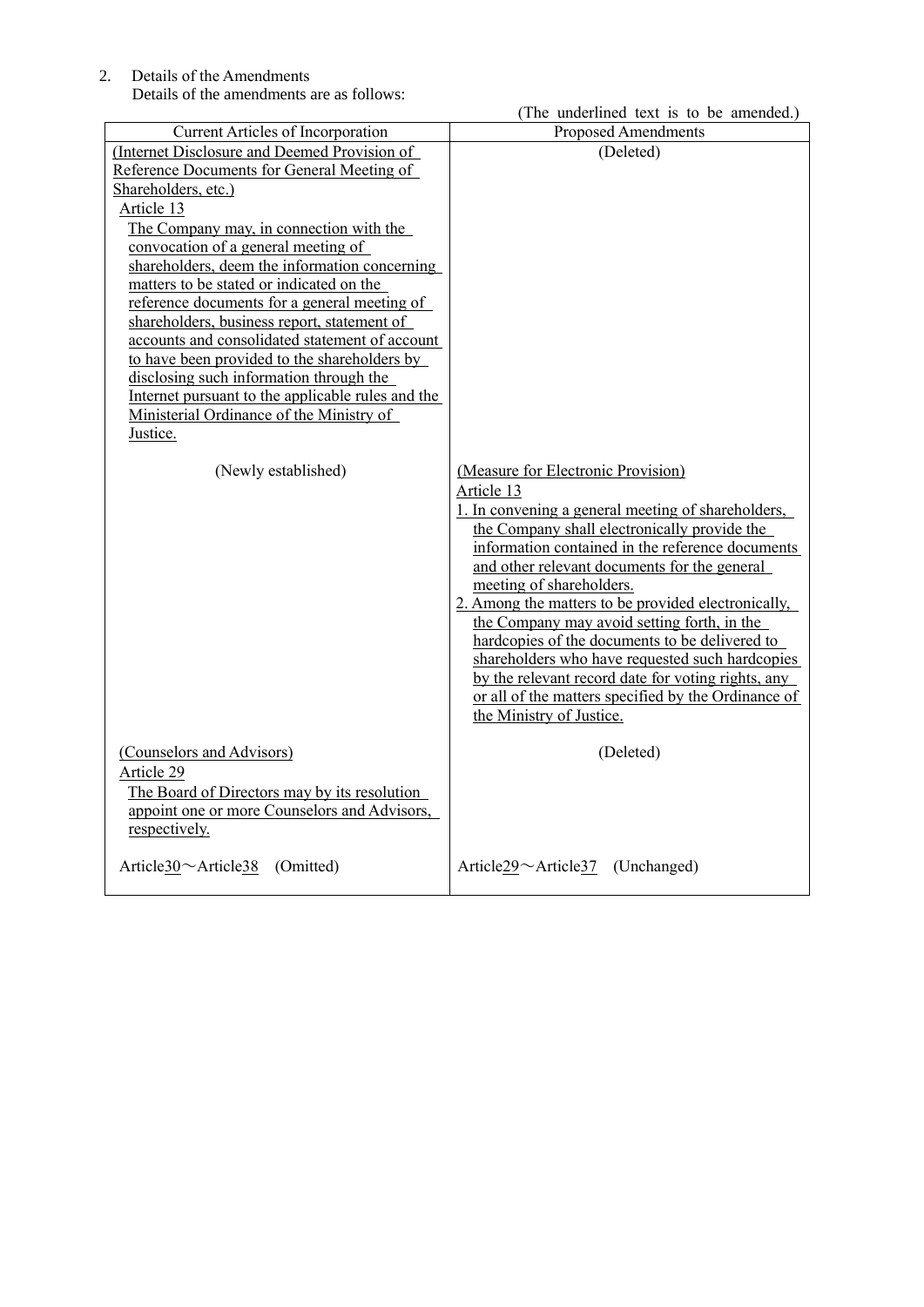2. Details of the Amendments

Details of the amendments are as follows:

(The underlined text is to be amended.)

| Current Articles of Incorporation | Proposed Amendments |
|---|---|
| (Internet Disclosure and Deemed Provision of Reference Documents for General Meeting of Shareholders, etc.)<br>Article 13<br>The Company may, in connection with the convocation of a general meeting of shareholders, deem the information concerning matters to be stated or indicated on the reference documents for a general meeting of shareholders, business report, statement of accounts and consolidated statement of account to have been provided to the shareholders by disclosing such information through the Internet pursuant to the applicable rules and the Ministerial Ordinance of the Ministry of Justice. | (Deleted) |
| (Newly established) | (Measure for Electronic Provision)<br>Article 13<br>1. In convening a general meeting of shareholders, the Company shall electronically provide the information contained in the reference documents and other relevant documents for the general meeting of shareholders.<br>2. Among the matters to be provided electronically, the Company may avoid setting forth, in the hardcopies of the documents to be delivered to shareholders who have requested such hardcopies by the relevant record date for voting rights, any or all of the matters specified by the Ordinance of the Ministry of Justice. |
| (Counselors and Advisors)<br>Article 29<br>The Board of Directors may by its resolution appoint one or more Counselors and Advisors, respectively. | (Deleted) |
| Article30～Article38 (Omitted) | Article29～Article37 (Unchanged) |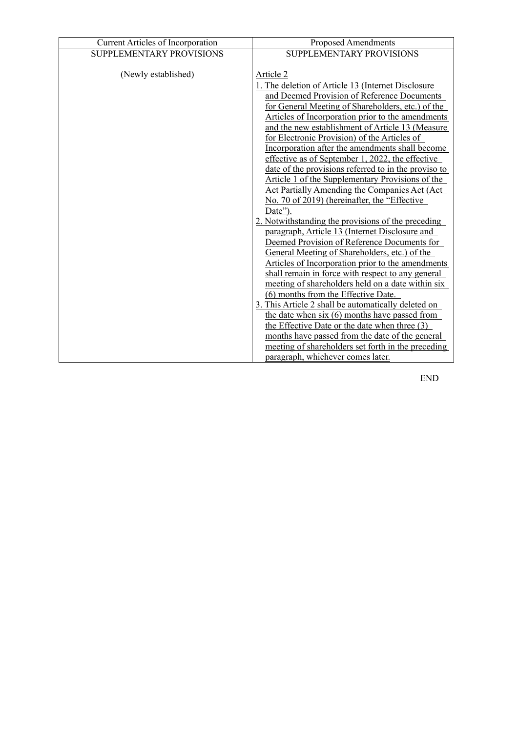| Current Articles of Incorporation | Proposed Amendments |
|---|---|
| SUPPLEMENTARY PROVISIONS | SUPPLEMENTARY PROVISIONS |
| (Newly established) | Article 2<br>1. The deletion of Article 13 (Internet Disclosure and Deemed Provision of Reference Documents for General Meeting of Shareholders, etc.) of the Articles of Incorporation prior to the amendments and the new establishment of Article 13 (Measure for Electronic Provision) of the Articles of Incorporation after the amendments shall become effective as of September 1, 2022, the effective date of the provisions referred to in the proviso to Article 1 of the Supplementary Provisions of the Act Partially Amending the Companies Act (Act No. 70 of 2019) (hereinafter, the "Effective Date").<br>2. Notwithstanding the provisions of the preceding paragraph, Article 13 (Internet Disclosure and Deemed Provision of Reference Documents for General Meeting of Shareholders, etc.) of the Articles of Incorporation prior to the amendments shall remain in force with respect to any general meeting of shareholders held on a date within six (6) months from the Effective Date.<br>3. This Article 2 shall be automatically deleted on the date when six (6) months have passed from the Effective Date or the date when three (3) months have passed from the date of the general meeting of shareholders set forth in the preceding paragraph, whichever comes later. |

END